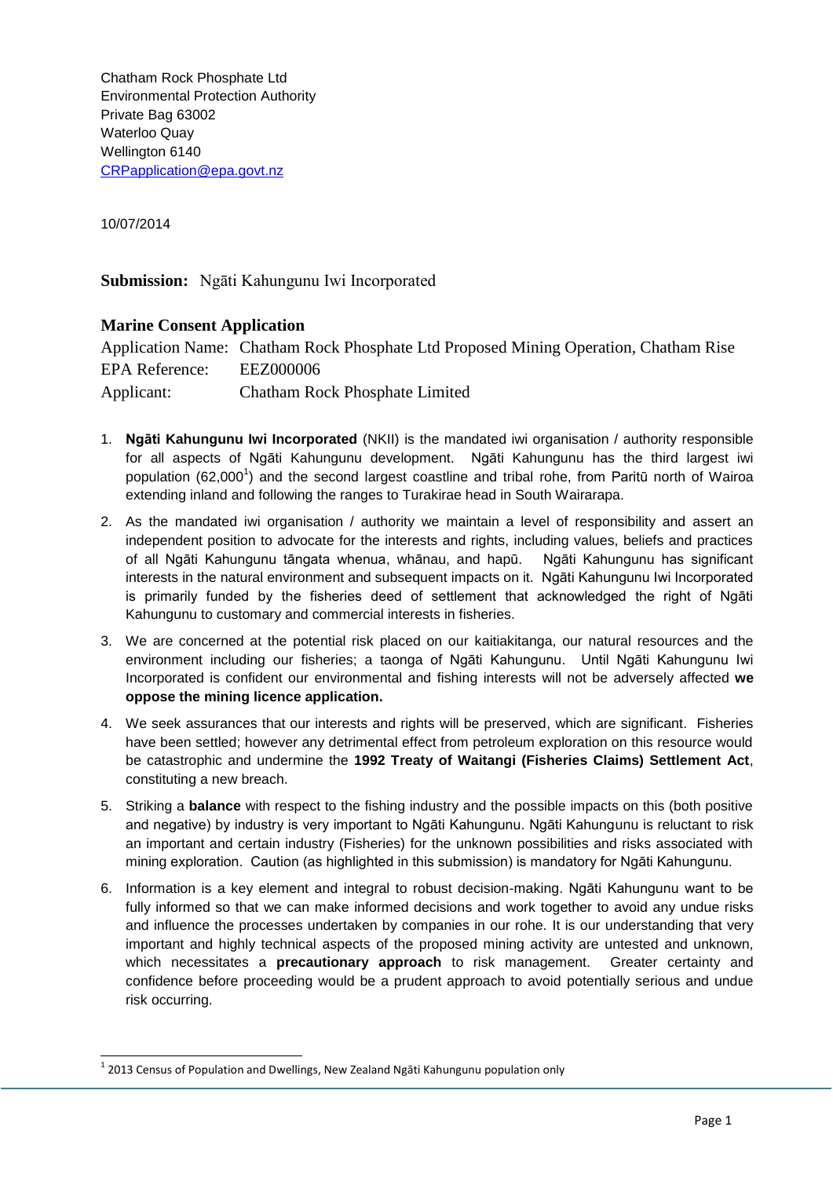Chatham Rock Phosphate Ltd
Environmental Protection Authority
Private Bag 63002
Waterloo Quay
Wellington 6140
CRPapplication@epa.govt.nz

10/07/2014

**Submission:** Ngāti Kahungunu Iwi Incorporated

## Marine Consent Application

Application Name: Chatham Rock Phosphate Ltd Proposed Mining Operation, Chatham Rise
EPA Reference: EEZ000006
Applicant: Chatham Rock Phosphate Limited

1. **Ngāti Kahungunu Iwi Incorporated** (NKII) is the mandated iwi organisation / authority responsible for all aspects of Ngāti Kahungunu development. Ngāti Kahungunu has the third largest iwi population (62,000[1]) and the second largest coastline and tribal rohe, from Paritū north of Wairoa extending inland and following the ranges to Turakirae head in South Wairarapa.

2. As the mandated iwi organisation / authority we maintain a level of responsibility and assert an independent position to advocate for the interests and rights, including values, beliefs and practices of all Ngāti Kahungunu tāngata whenua, whānau, and hapū. Ngāti Kahungunu has significant interests in the natural environment and subsequent impacts on it. Ngāti Kahungunu Iwi Incorporated is primarily funded by the fisheries deed of settlement that acknowledged the right of Ngāti Kahungunu to customary and commercial interests in fisheries.

3. We are concerned at the potential risk placed on our kaitiakitanga, our natural resources and the environment including our fisheries; a taonga of Ngāti Kahungunu. Until Ngāti Kahungunu Iwi Incorporated is confident our environmental and fishing interests will not be adversely affected **we oppose the mining licence application.**

4. We seek assurances that our interests and rights will be preserved, which are significant. Fisheries have been settled; however any detrimental effect from petroleum exploration on this resource would be catastrophic and undermine the **1992 Treaty of Waitangi (Fisheries Claims) Settlement Act**, constituting a new breach.

5. Striking a **balance** with respect to the fishing industry and the possible impacts on this (both positive and negative) by industry is very important to Ngāti Kahungunu. Ngāti Kahungunu is reluctant to risk an important and certain industry (Fisheries) for the unknown possibilities and risks associated with mining exploration. Caution (as highlighted in this submission) is mandatory for Ngāti Kahungunu.

6. Information is a key element and integral to robust decision-making. Ngāti Kahungunu want to be fully informed so that we can make informed decisions and work together to avoid any undue risks and influence the processes undertaken by companies in our rohe. It is our understanding that very important and highly technical aspects of the proposed mining activity are untested and unknown, which necessitates a **precautionary approach** to risk management. Greater certainty and confidence before proceeding would be a prudent approach to avoid potentially serious and undue risk occurring.

[1] 2013 Census of Population and Dwellings, New Zealand Ngāti Kahungunu population only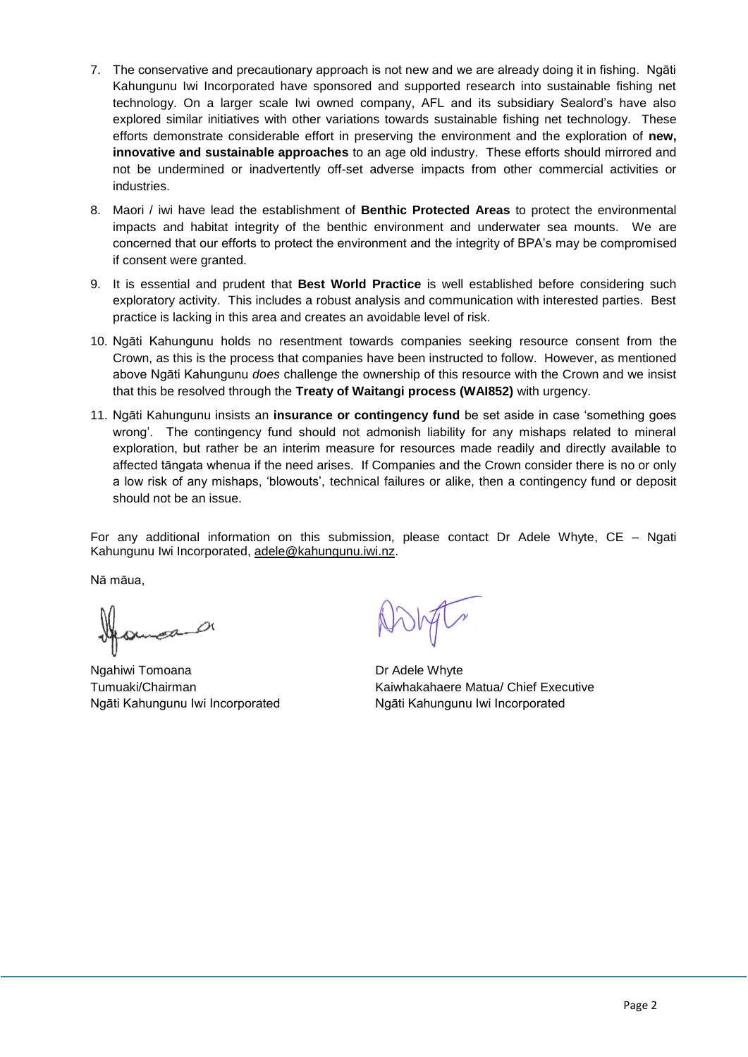7. The conservative and precautionary approach is not new and we are already doing it in fishing. Ngāti Kahungunu Iwi Incorporated have sponsored and supported research into sustainable fishing net technology. On a larger scale Iwi owned company, AFL and its subsidiary Sealord's have also explored similar initiatives with other variations towards sustainable fishing net technology. These efforts demonstrate considerable effort in preserving the environment and the exploration of **new, innovative and sustainable approaches** to an age old industry. These efforts should mirrored and not be undermined or inadvertently off-set adverse impacts from other commercial activities or industries.

8. Maori / iwi have lead the establishment of **Benthic Protected Areas** to protect the environmental impacts and habitat integrity of the benthic environment and underwater sea mounts. We are concerned that our efforts to protect the environment and the integrity of BPA's may be compromised if consent were granted.

9. It is essential and prudent that **Best World Practice** is well established before considering such exploratory activity. This includes a robust analysis and communication with interested parties. Best practice is lacking in this area and creates an avoidable level of risk.

10. Ngāti Kahungunu holds no resentment towards companies seeking resource consent from the Crown, as this is the process that companies have been instructed to follow. However, as mentioned above Ngāti Kahungunu *does* challenge the ownership of this resource with the Crown and we insist that this be resolved through the **Treaty of Waitangi process (WAI852)** with urgency.

11. Ngāti Kahungunu insists an **insurance or contingency fund** be set aside in case 'something goes wrong'. The contingency fund should not admonish liability for any mishaps related to mineral exploration, but rather be an interim measure for resources made readily and directly available to affected tāngata whenua if the need arises. If Companies and the Crown consider there is no or only a low risk of any mishaps, 'blowouts', technical failures or alike, then a contingency fund or deposit should not be an issue.

For any additional information on this submission, please contact Dr Adele Whyte, CE – Ngati Kahungunu Iwi Incorporated, adele@kahungunu.iwi.nz.

Nā māua,

Ngahiwi Tomoana
Tumuaki/Chairman
Ngāti Kahungunu Iwi Incorporated

Dr Adele Whyte
Kaiwhakahaere Matua/ Chief Executive
Ngāti Kahungunu Iwi Incorporated